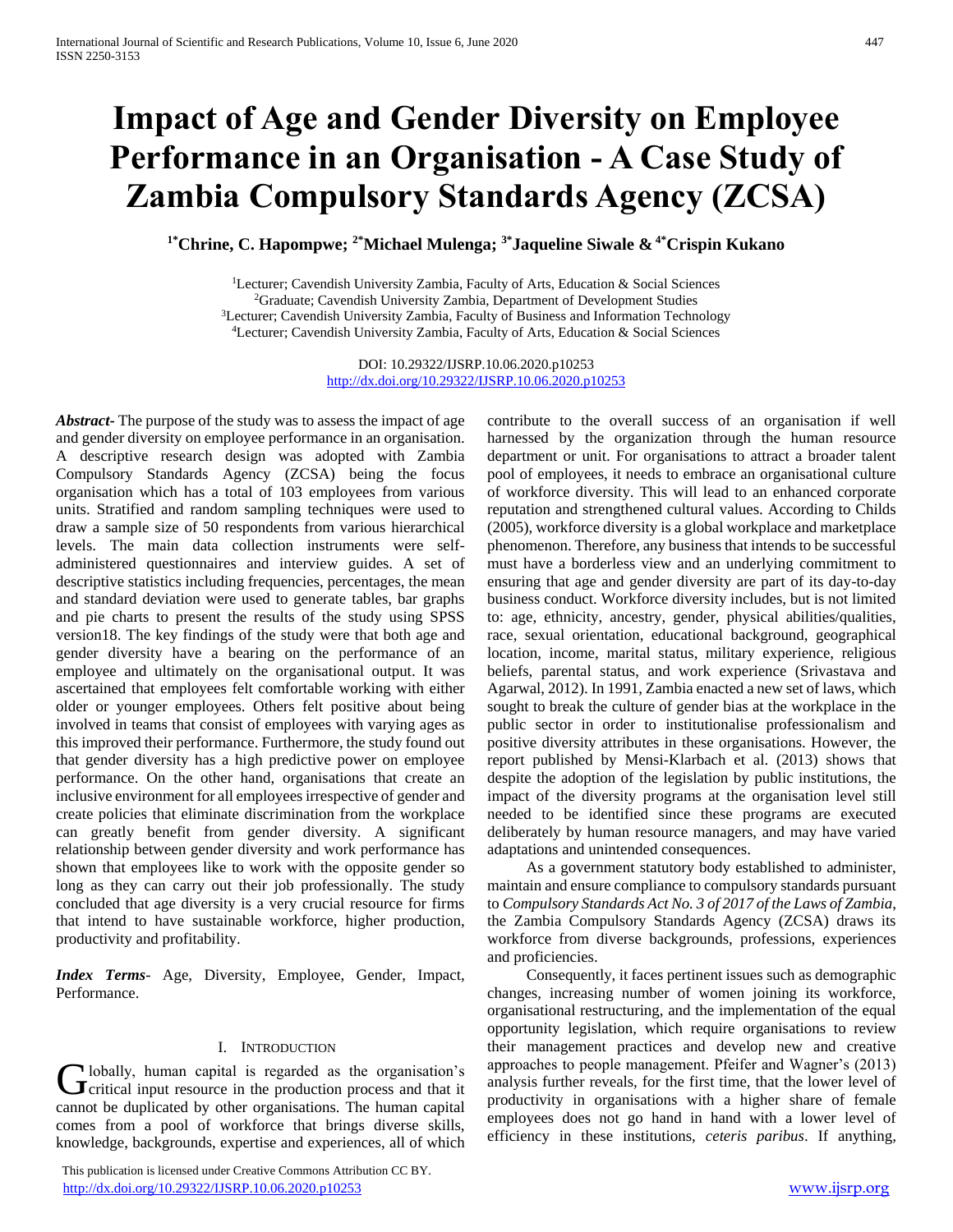# Impact of Age and Gender Diversity on Employee Performance in an Organisation - A Case Study of Zambia Compulsory Standards Agency (ZCSA)

**[1*]Chrine, C. Hapompwe; [2*]Michael Mulenga; [3*]Jaqueline Siwale & [4*]Crispin Kukano**

[1]Lecturer; Cavendish University Zambia, Faculty of Arts, Education & Social Sciences
[2]Graduate; Cavendish University Zambia, Department of Development Studies
[3]Lecturer; Cavendish University Zambia, Faculty of Business and Information Technology
[4]Lecturer; Cavendish University Zambia, Faculty of Arts, Education & Social Sciences

DOI: 10.29322/IJSRP.10.06.2020.p10253
http://dx.doi.org/10.29322/IJSRP.10.06.2020.p10253

***Abstract***- The purpose of the study was to assess the impact of age and gender diversity on employee performance in an organisation. A descriptive research design was adopted with Zambia Compulsory Standards Agency (ZCSA) being the focus organisation which has a total of 103 employees from various units. Stratified and random sampling techniques were used to draw a sample size of 50 respondents from various hierarchical levels. The main data collection instruments were self-administered questionnaires and interview guides. A set of descriptive statistics including frequencies, percentages, the mean and standard deviation were used to generate tables, bar graphs and pie charts to present the results of the study using SPSS version18. The key findings of the study were that both age and gender diversity have a bearing on the performance of an employee and ultimately on the organisational output. It was ascertained that employees felt comfortable working with either older or younger employees. Others felt positive about being involved in teams that consist of employees with varying ages as this improved their performance. Furthermore, the study found out that gender diversity has a high predictive power on employee performance. On the other hand, organisations that create an inclusive environment for all employees irrespective of gender and create policies that eliminate discrimination from the workplace can greatly benefit from gender diversity. A significant relationship between gender diversity and work performance has shown that employees like to work with the opposite gender so long as they can carry out their job professionally. The study concluded that age diversity is a very crucial resource for firms that intend to have sustainable workforce, higher production, productivity and profitability.

***Index Terms***- Age, Diversity, Employee, Gender, Impact, Performance.

## I. Introduction

Globally, human capital is regarded as the organisation's critical input resource in the production process and that it cannot be duplicated by other organisations. The human capital comes from a pool of workforce that brings diverse skills, knowledge, backgrounds, expertise and experiences, all of which contribute to the overall success of an organisation if well harnessed by the organization through the human resource department or unit. For organisations to attract a broader talent pool of employees, it needs to embrace an organisational culture of workforce diversity. This will lead to an enhanced corporate reputation and strengthened cultural values. According to Childs (2005), workforce diversity is a global workplace and marketplace phenomenon. Therefore, any business that intends to be successful must have a borderless view and an underlying commitment to ensuring that age and gender diversity are part of its day-to-day business conduct. Workforce diversity includes, but is not limited to: age, ethnicity, ancestry, gender, physical abilities/qualities, race, sexual orientation, educational background, geographical location, income, marital status, military experience, religious beliefs, parental status, and work experience (Srivastava and Agarwal, 2012). In 1991, Zambia enacted a new set of laws, which sought to break the culture of gender bias at the workplace in the public sector in order to institutionalise professionalism and positive diversity attributes in these organisations. However, the report published by Mensi-Klarbach et al. (2013) shows that despite the adoption of the legislation by public institutions, the impact of the diversity programs at the organisation level still needed to be identified since these programs are executed deliberately by human resource managers, and may have varied adaptations and unintended consequences.

As a government statutory body established to administer, maintain and ensure compliance to compulsory standards pursuant to *Compulsory Standards Act No. 3 of 2017 of the Laws of Zambia*, the Zambia Compulsory Standards Agency (ZCSA) draws its workforce from diverse backgrounds, professions, experiences and proficiencies.

Consequently, it faces pertinent issues such as demographic changes, increasing number of women joining its workforce, organisational restructuring, and the implementation of the equal opportunity legislation, which require organisations to review their management practices and develop new and creative approaches to people management. Pfeifer and Wagner's (2013) analysis further reveals, for the first time, that the lower level of productivity in organisations with a higher share of female employees does not go hand in hand with a lower level of efficiency in these institutions, *ceteris paribus*. If anything,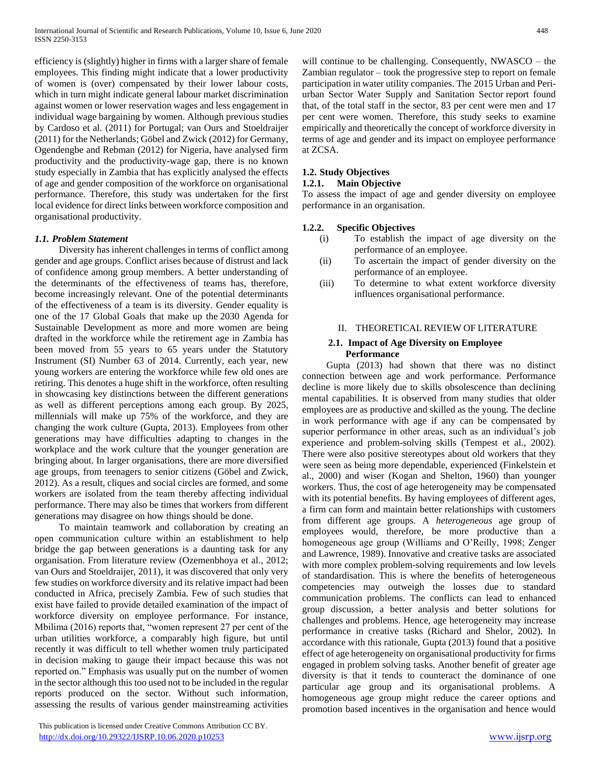efficiency is (slightly) higher in firms with a larger share of female employees. This finding might indicate that a lower productivity of women is (over) compensated by their lower labour costs, which in turn might indicate general labour market discrimination against women or lower reservation wages and less engagement in individual wage bargaining by women. Although previous studies by Cardoso et al. (2011) for Portugal; van Ours and Stoeldraijer (2011) for the Netherlands; Göbel and Zwick (2012) for Germany, Ogendengbe and Rebman (2012) for Nigeria, have analysed firm productivity and the productivity-wage gap, there is no known study especially in Zambia that has explicitly analysed the effects of age and gender composition of the workforce on organisational performance. Therefore, this study was undertaken for the first local evidence for direct links between workforce composition and organisational productivity.

### *1.1. Problem Statement*

Diversity has inherent challenges in terms of conflict among gender and age groups. Conflict arises because of distrust and lack of confidence among group members. A better understanding of the determinants of the effectiveness of teams has, therefore, become increasingly relevant. One of the potential determinants of the effectiveness of a team is its diversity. Gender equality is one of the 17 Global Goals that make up the 2030 Agenda for Sustainable Development as more and more women are being drafted in the workforce while the retirement age in Zambia has been moved from 55 years to 65 years under the Statutory Instrument (SI) Number 63 of 2014. Currently, each year, new young workers are entering the workforce while few old ones are retiring. This denotes a huge shift in the workforce, often resulting in showcasing key distinctions between the different generations as well as different perceptions among each group. By 2025, millennials will make up 75% of the workforce, and they are changing the work culture (Gupta, 2013). Employees from other generations may have difficulties adapting to changes in the workplace and the work culture that the younger generation are bringing about. In larger organisations, there are more diversified age groups, from teenagers to senior citizens (Göbel and Zwick, 2012). As a result, cliques and social circles are formed, and some workers are isolated from the team thereby affecting individual performance. There may also be times that workers from different generations may disagree on how things should be done.

To maintain teamwork and collaboration by creating an open communication culture within an establishment to help bridge the gap between generations is a daunting task for any organisation. From literature review (Ozemenbhoya et al., 2012; van Ours and Stoeldraijer, 2011), it was discovered that only very few studies on workforce diversity and its relative impact had been conducted in Africa, precisely Zambia. Few of such studies that exist have failed to provide detailed examination of the impact of workforce diversity on employee performance. For instance, Mbilima (2016) reports that, "women represent 27 per cent of the urban utilities workforce, a comparably high figure, but until recently it was difficult to tell whether women truly participated in decision making to gauge their impact because this was not reported on." Emphasis was usually put on the number of women in the sector although this too used not to be included in the regular reports produced on the sector. Without such information, assessing the results of various gender mainstreaming activities will continue to be challenging. Consequently, NWASCO – the Zambian regulator – took the progressive step to report on female participation in water utility companies. The 2015 Urban and Peri-urban Sector Water Supply and Sanitation Sector report found that, of the total staff in the sector, 83 per cent were men and 17 per cent were women. Therefore, this study seeks to examine empirically and theoretically the concept of workforce diversity in terms of age and gender and its impact on employee performance at ZCSA.

### 1.2. Study Objectives

#### 1.2.1. Main Objective

To assess the impact of age and gender diversity on employee performance in an organisation.

#### 1.2.2. Specific Objectives

(i) To establish the impact of age diversity on the performance of an employee.

(ii) To ascertain the impact of gender diversity on the performance of an employee.

(iii) To determine to what extent workforce diversity influences organisational performance.

## II. THEORETICAL REVIEW OF LITERATURE

### 2.1. Impact of Age Diversity on Employee Performance

Gupta (2013) had shown that there was no distinct connection between age and work performance. Performance decline is more likely due to skills obsolescence than declining mental capabilities. It is observed from many studies that older employees are as productive and skilled as the young. The decline in work performance with age if any can be compensated by superior performance in other areas, such as an individual's job experience and problem-solving skills (Tempest et al., 2002). There were also positive stereotypes about old workers that they were seen as being more dependable, experienced (Finkelstein et al., 2000) and wiser (Kogan and Shelton, 1960) than younger workers. Thus, the cost of age heterogeneity may be compensated with its potential benefits. By having employees of different ages, a firm can form and maintain better relationships with customers from different age groups. A *heterogeneous* age group of employees would, therefore, be more productive than a homogeneous age group (Williams and O'Reilly, 1998; Zenger and Lawrence, 1989). Innovative and creative tasks are associated with more complex problem-solving requirements and low levels of standardisation. This is where the benefits of heterogeneous competencies may outweigh the losses due to standard communication problems. The conflicts can lead to enhanced group discussion, a better analysis and better solutions for challenges and problems. Hence, age heterogeneity may increase performance in creative tasks (Richard and Shelor, 2002). In accordance with this rationale, Gupta (2013) found that a positive effect of age heterogeneity on organisational productivity for firms engaged in problem solving tasks. Another benefit of greater age diversity is that it tends to counteract the dominance of one particular age group and its organisational problems. A homogeneous age group might reduce the career options and promotion based incentives in the organisation and hence would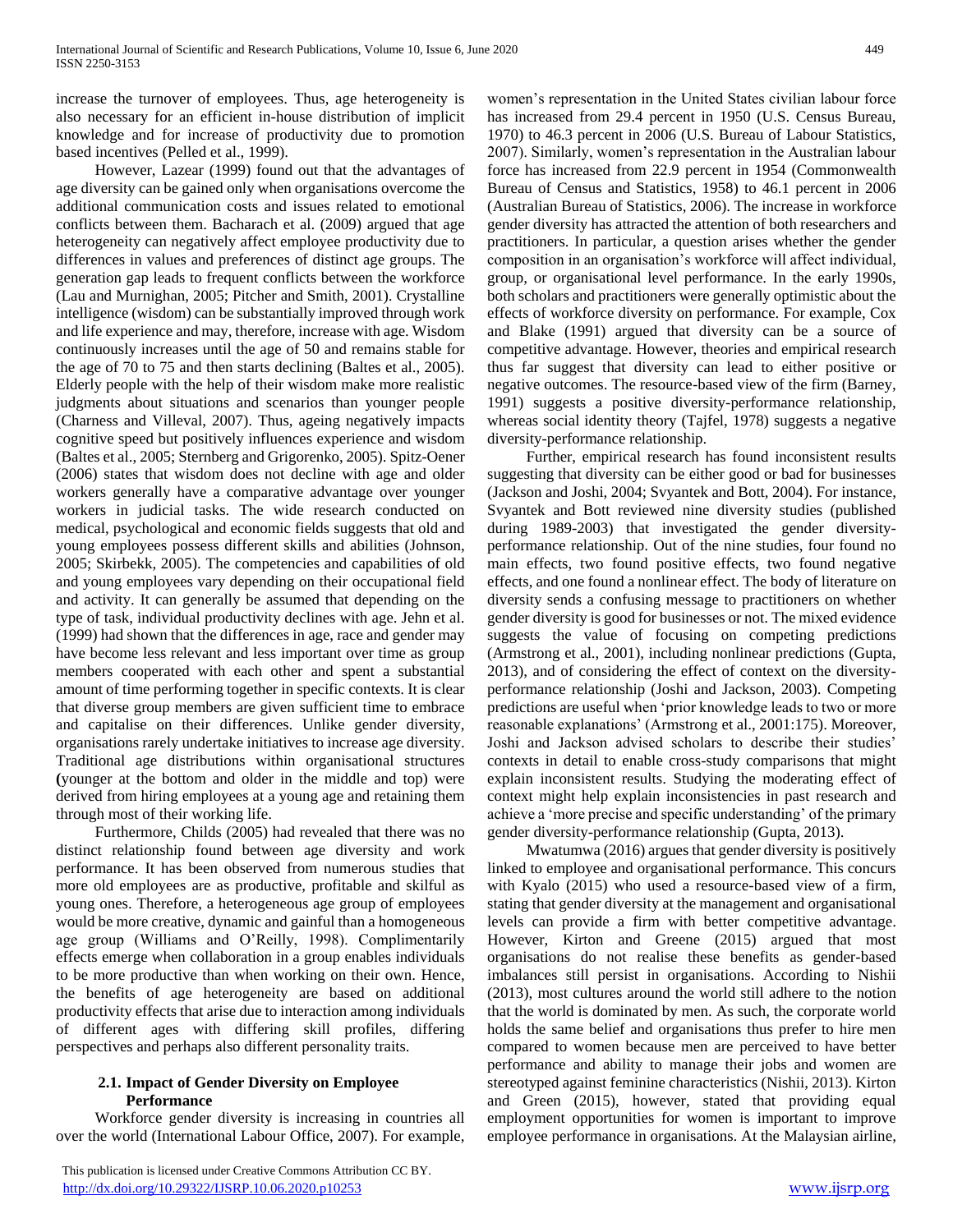increase the turnover of employees. Thus, age heterogeneity is also necessary for an efficient in-house distribution of implicit knowledge and for increase of productivity due to promotion based incentives (Pelled et al., 1999).

However, Lazear (1999) found out that the advantages of age diversity can be gained only when organisations overcome the additional communication costs and issues related to emotional conflicts between them. Bacharach et al. (2009) argued that age heterogeneity can negatively affect employee productivity due to differences in values and preferences of distinct age groups. The generation gap leads to frequent conflicts between the workforce (Lau and Murnighan, 2005; Pitcher and Smith, 2001). Crystalline intelligence (wisdom) can be substantially improved through work and life experience and may, therefore, increase with age. Wisdom continuously increases until the age of 50 and remains stable for the age of 70 to 75 and then starts declining (Baltes et al., 2005). Elderly people with the help of their wisdom make more realistic judgments about situations and scenarios than younger people (Charness and Villeval, 2007). Thus, ageing negatively impacts cognitive speed but positively influences experience and wisdom (Baltes et al., 2005; Sternberg and Grigorenko, 2005). Spitz-Oener (2006) states that wisdom does not decline with age and older workers generally have a comparative advantage over younger workers in judicial tasks. The wide research conducted on medical, psychological and economic fields suggests that old and young employees possess different skills and abilities (Johnson, 2005; Skirbekk, 2005). The competencies and capabilities of old and young employees vary depending on their occupational field and activity. It can generally be assumed that depending on the type of task, individual productivity declines with age. Jehn et al. (1999) had shown that the differences in age, race and gender may have become less relevant and less important over time as group members cooperated with each other and spent a substantial amount of time performing together in specific contexts. It is clear that diverse group members are given sufficient time to embrace and capitalise on their differences. Unlike gender diversity, organisations rarely undertake initiatives to increase age diversity. Traditional age distributions within organisational structures (younger at the bottom and older in the middle and top) were derived from hiring employees at a young age and retaining them through most of their working life.

Furthermore, Childs (2005) had revealed that there was no distinct relationship found between age diversity and work performance. It has been observed from numerous studies that more old employees are as productive, profitable and skilful as young ones. Therefore, a heterogeneous age group of employees would be more creative, dynamic and gainful than a homogeneous age group (Williams and O'Reilly, 1998). Complimentarily effects emerge when collaboration in a group enables individuals to be more productive than when working on their own. Hence, the benefits of age heterogeneity are based on additional productivity effects that arise due to interaction among individuals of different ages with differing skill profiles, differing perspectives and perhaps also different personality traits.

## 2.1. Impact of Gender Diversity on Employee Performance

Workforce gender diversity is increasing in countries all over the world (International Labour Office, 2007). For example, women's representation in the United States civilian labour force has increased from 29.4 percent in 1950 (U.S. Census Bureau, 1970) to 46.3 percent in 2006 (U.S. Bureau of Labour Statistics, 2007). Similarly, women's representation in the Australian labour force has increased from 22.9 percent in 1954 (Commonwealth Bureau of Census and Statistics, 1958) to 46.1 percent in 2006 (Australian Bureau of Statistics, 2006). The increase in workforce gender diversity has attracted the attention of both researchers and practitioners. In particular, a question arises whether the gender composition in an organisation's workforce will affect individual, group, or organisational level performance. In the early 1990s, both scholars and practitioners were generally optimistic about the effects of workforce diversity on performance. For example, Cox and Blake (1991) argued that diversity can be a source of competitive advantage. However, theories and empirical research thus far suggest that diversity can lead to either positive or negative outcomes. The resource-based view of the firm (Barney, 1991) suggests a positive diversity-performance relationship, whereas social identity theory (Tajfel, 1978) suggests a negative diversity-performance relationship.

Further, empirical research has found inconsistent results suggesting that diversity can be either good or bad for businesses (Jackson and Joshi, 2004; Svyantek and Bott, 2004). For instance, Svyantek and Bott reviewed nine diversity studies (published during 1989-2003) that investigated the gender diversity-performance relationship. Out of the nine studies, four found no main effects, two found positive effects, two found negative effects, and one found a nonlinear effect. The body of literature on diversity sends a confusing message to practitioners on whether gender diversity is good for businesses or not. The mixed evidence suggests the value of focusing on competing predictions (Armstrong et al., 2001), including nonlinear predictions (Gupta, 2013), and of considering the effect of context on the diversity-performance relationship (Joshi and Jackson, 2003). Competing predictions are useful when 'prior knowledge leads to two or more reasonable explanations' (Armstrong et al., 2001:175). Moreover, Joshi and Jackson advised scholars to describe their studies' contexts in detail to enable cross-study comparisons that might explain inconsistent results. Studying the moderating effect of context might help explain inconsistencies in past research and achieve a 'more precise and specific understanding' of the primary gender diversity-performance relationship (Gupta, 2013).

Mwatumwa (2016) argues that gender diversity is positively linked to employee and organisational performance. This concurs with Kyalo (2015) who used a resource-based view of a firm, stating that gender diversity at the management and organisational levels can provide a firm with better competitive advantage. However, Kirton and Greene (2015) argued that most organisations do not realise these benefits as gender-based imbalances still persist in organisations. According to Nishii (2013), most cultures around the world still adhere to the notion that the world is dominated by men. As such, the corporate world holds the same belief and organisations thus prefer to hire men compared to women because men are perceived to have better performance and ability to manage their jobs and women are stereotyped against feminine characteristics (Nishii, 2013). Kirton and Green (2015), however, stated that providing equal employment opportunities for women is important to improve employee performance in organisations. At the Malaysian airline,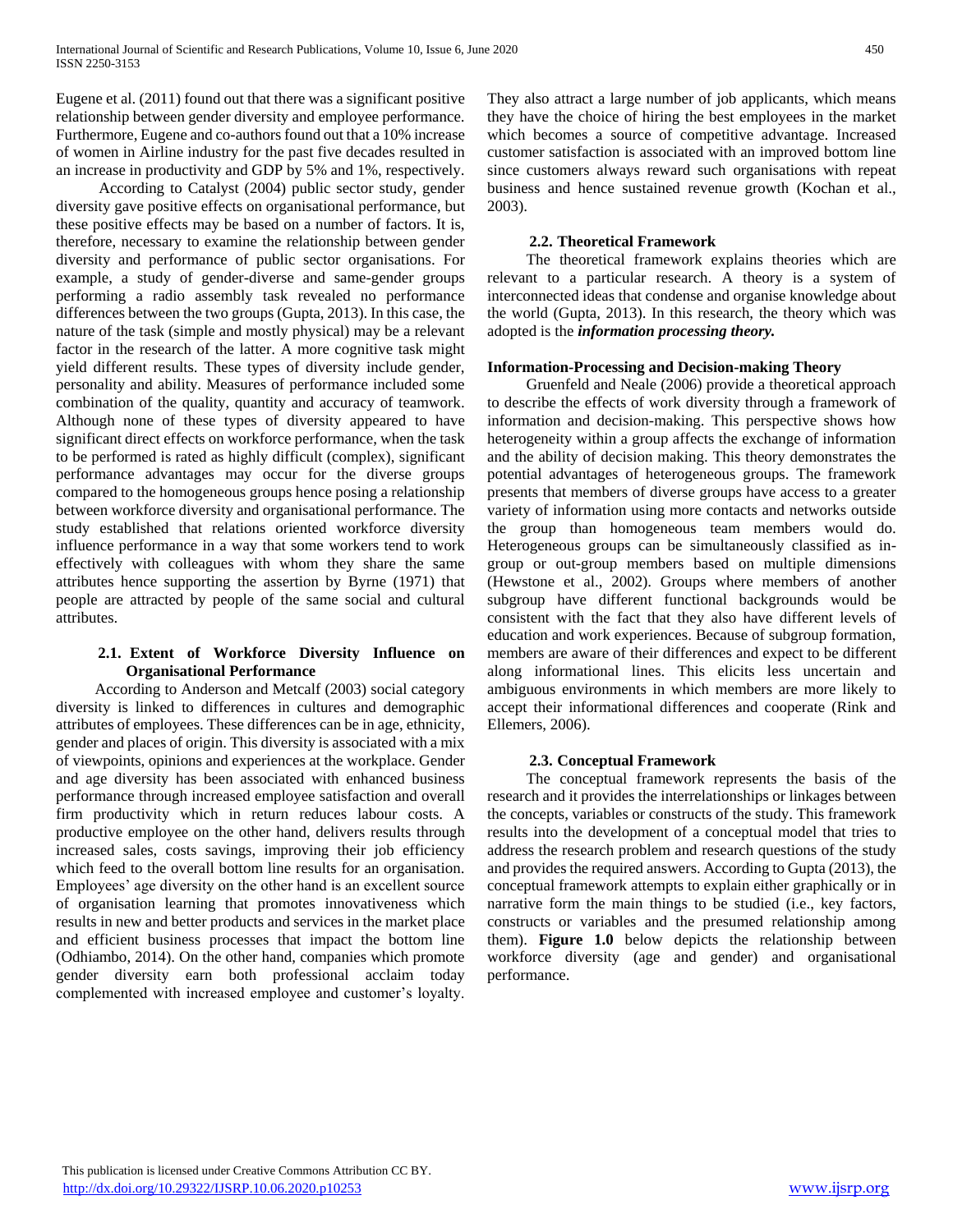Eugene et al. (2011) found out that there was a significant positive relationship between gender diversity and employee performance. Furthermore, Eugene and co-authors found out that a 10% increase of women in Airline industry for the past five decades resulted in an increase in productivity and GDP by 5% and 1%, respectively.

According to Catalyst (2004) public sector study, gender diversity gave positive effects on organisational performance, but these positive effects may be based on a number of factors. It is, therefore, necessary to examine the relationship between gender diversity and performance of public sector organisations. For example, a study of gender-diverse and same-gender groups performing a radio assembly task revealed no performance differences between the two groups (Gupta, 2013). In this case, the nature of the task (simple and mostly physical) may be a relevant factor in the research of the latter. A more cognitive task might yield different results. These types of diversity include gender, personality and ability. Measures of performance included some combination of the quality, quantity and accuracy of teamwork. Although none of these types of diversity appeared to have significant direct effects on workforce performance, when the task to be performed is rated as highly difficult (complex), significant performance advantages may occur for the diverse groups compared to the homogeneous groups hence posing a relationship between workforce diversity and organisational performance. The study established that relations oriented workforce diversity influence performance in a way that some workers tend to work effectively with colleagues with whom they share the same attributes hence supporting the assertion by Byrne (1971) that people are attracted by people of the same social and cultural attributes.

### 2.1. Extent of Workforce Diversity Influence on Organisational Performance

According to Anderson and Metcalf (2003) social category diversity is linked to differences in cultures and demographic attributes of employees. These differences can be in age, ethnicity, gender and places of origin. This diversity is associated with a mix of viewpoints, opinions and experiences at the workplace. Gender and age diversity has been associated with enhanced business performance through increased employee satisfaction and overall firm productivity which in return reduces labour costs. A productive employee on the other hand, delivers results through increased sales, costs savings, improving their job efficiency which feed to the overall bottom line results for an organisation. Employees' age diversity on the other hand is an excellent source of organisation learning that promotes innovativeness which results in new and better products and services in the market place and efficient business processes that impact the bottom line (Odhiambo, 2014). On the other hand, companies which promote gender diversity earn both professional acclaim today complemented with increased employee and customer's loyalty. They also attract a large number of job applicants, which means they have the choice of hiring the best employees in the market which becomes a source of competitive advantage. Increased customer satisfaction is associated with an improved bottom line since customers always reward such organisations with repeat business and hence sustained revenue growth (Kochan et al., 2003).

### 2.2. Theoretical Framework

The theoretical framework explains theories which are relevant to a particular research. A theory is a system of interconnected ideas that condense and organise knowledge about the world (Gupta, 2013). In this research, the theory which was adopted is the ***information processing theory.***

#### Information-Processing and Decision-making Theory

Gruenfeld and Neale (2006) provide a theoretical approach to describe the effects of work diversity through a framework of information and decision-making. This perspective shows how heterogeneity within a group affects the exchange of information and the ability of decision making. This theory demonstrates the potential advantages of heterogeneous groups. The framework presents that members of diverse groups have access to a greater variety of information using more contacts and networks outside the group than homogeneous team members would do. Heterogeneous groups can be simultaneously classified as in-group or out-group members based on multiple dimensions (Hewstone et al., 2002). Groups where members of another subgroup have different functional backgrounds would be consistent with the fact that they also have different levels of education and work experiences. Because of subgroup formation, members are aware of their differences and expect to be different along informational lines. This elicits less uncertain and ambiguous environments in which members are more likely to accept their informational differences and cooperate (Rink and Ellemers, 2006).

### 2.3. Conceptual Framework

The conceptual framework represents the basis of the research and it provides the interrelationships or linkages between the concepts, variables or constructs of the study. This framework results into the development of a conceptual model that tries to address the research problem and research questions of the study and provides the required answers. According to Gupta (2013), the conceptual framework attempts to explain either graphically or in narrative form the main things to be studied (i.e., key factors, constructs or variables and the presumed relationship among them). **Figure 1.0** below depicts the relationship between workforce diversity (age and gender) and organisational performance.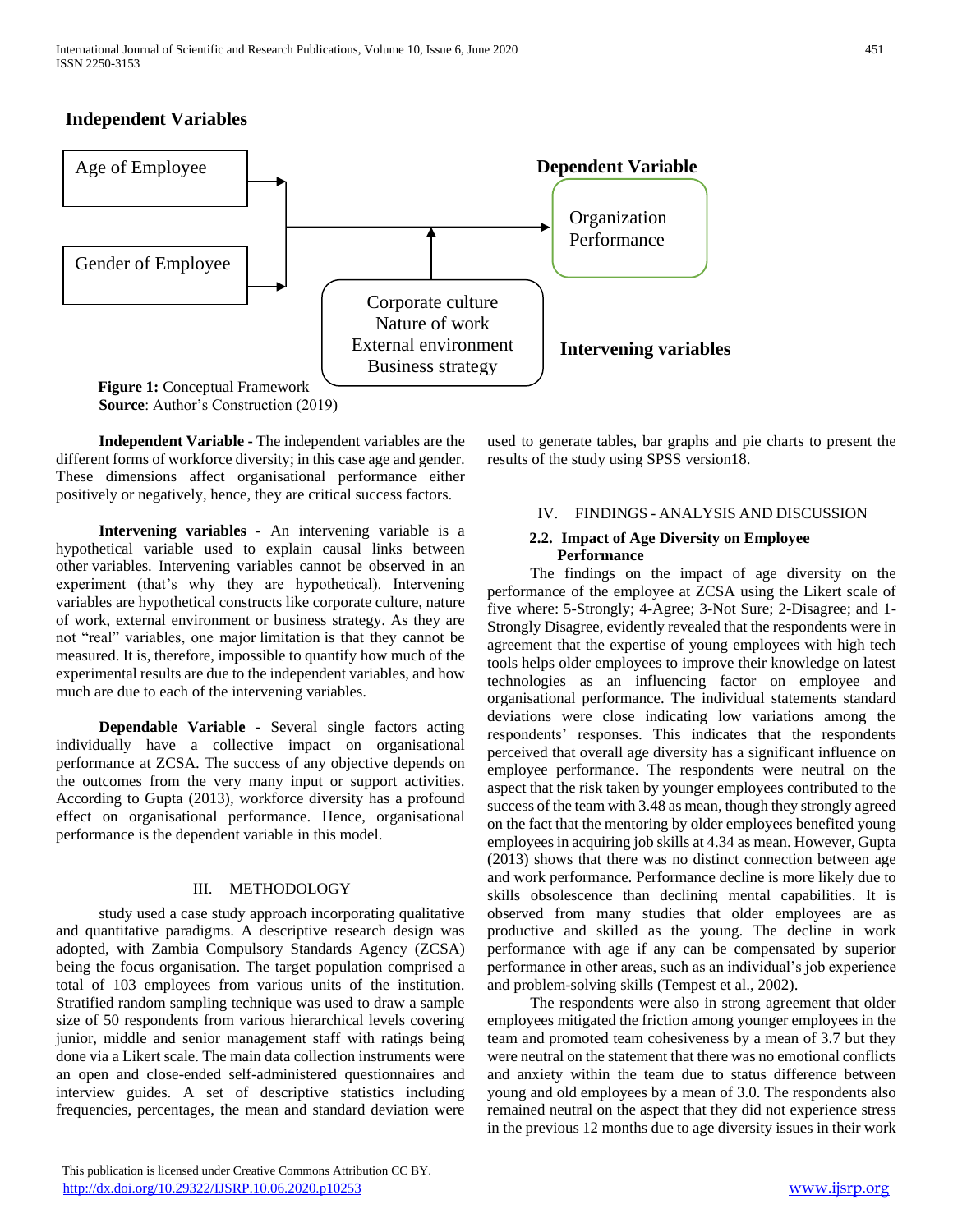**Independent Variables**

Age of Employee

Gender of Employee

**Dependent Variable**

Organization Performance

Corporate culture
Nature of work
External environment
Business strategy

**Intervening variables**

**Figure 1:** Conceptual Framework
**Source**: Author's Construction (2019)

**Independent Variable -** The independent variables are the different forms of workforce diversity; in this case age and gender. These dimensions affect organisational performance either positively or negatively, hence, they are critical success factors.

**Intervening variables** - An intervening variable is a hypothetical variable used to explain causal links between other variables. Intervening variables cannot be observed in an experiment (that's why they are hypothetical). Intervening variables are hypothetical constructs like corporate culture, nature of work, external environment or business strategy. As they are not "real" variables, one major limitation is that they cannot be measured. It is, therefore, impossible to quantify how much of the experimental results are due to the independent variables, and how much are due to each of the intervening variables.

**Dependable Variable -** Several single factors acting individually have a collective impact on organisational performance at ZCSA. The success of any objective depends on the outcomes from the very many input or support activities. According to Gupta (2013), workforce diversity has a profound effect on organisational performance. Hence, organisational performance is the dependent variable in this model.

## III. METHODOLOGY

study used a case study approach incorporating qualitative and quantitative paradigms. A descriptive research design was adopted, with Zambia Compulsory Standards Agency (ZCSA) being the focus organisation. The target population comprised a total of 103 employees from various units of the institution. Stratified random sampling technique was used to draw a sample size of 50 respondents from various hierarchical levels covering junior, middle and senior management staff with ratings being done via a Likert scale. The main data collection instruments were an open and close-ended self-administered questionnaires and interview guides. A set of descriptive statistics including frequencies, percentages, the mean and standard deviation were used to generate tables, bar graphs and pie charts to present the results of the study using SPSS version18.

## IV. FINDINGS - ANALYSIS AND DISCUSSION

### 2.2. Impact of Age Diversity on Employee Performance

The findings on the impact of age diversity on the performance of the employee at ZCSA using the Likert scale of five where: 5-Strongly; 4-Agree; 3-Not Sure; 2-Disagree; and 1-Strongly Disagree, evidently revealed that the respondents were in agreement that the expertise of young employees with high tech tools helps older employees to improve their knowledge on latest technologies as an influencing factor on employee and organisational performance. The individual statements standard deviations were close indicating low variations among the respondents' responses. This indicates that the respondents perceived that overall age diversity has a significant influence on employee performance. The respondents were neutral on the aspect that the risk taken by younger employees contributed to the success of the team with 3.48 as mean, though they strongly agreed on the fact that the mentoring by older employees benefited young employees in acquiring job skills at 4.34 as mean. However, Gupta (2013) shows that there was no distinct connection between age and work performance. Performance decline is more likely due to skills obsolescence than declining mental capabilities. It is observed from many studies that older employees are as productive and skilled as the young. The decline in work performance with age if any can be compensated by superior performance in other areas, such as an individual's job experience and problem-solving skills (Tempest et al., 2002).

The respondents were also in strong agreement that older employees mitigated the friction among younger employees in the team and promoted team cohesiveness by a mean of 3.7 but they were neutral on the statement that there was no emotional conflicts and anxiety within the team due to status difference between young and old employees by a mean of 3.0. The respondents also remained neutral on the aspect that they did not experience stress in the previous 12 months due to age diversity issues in their work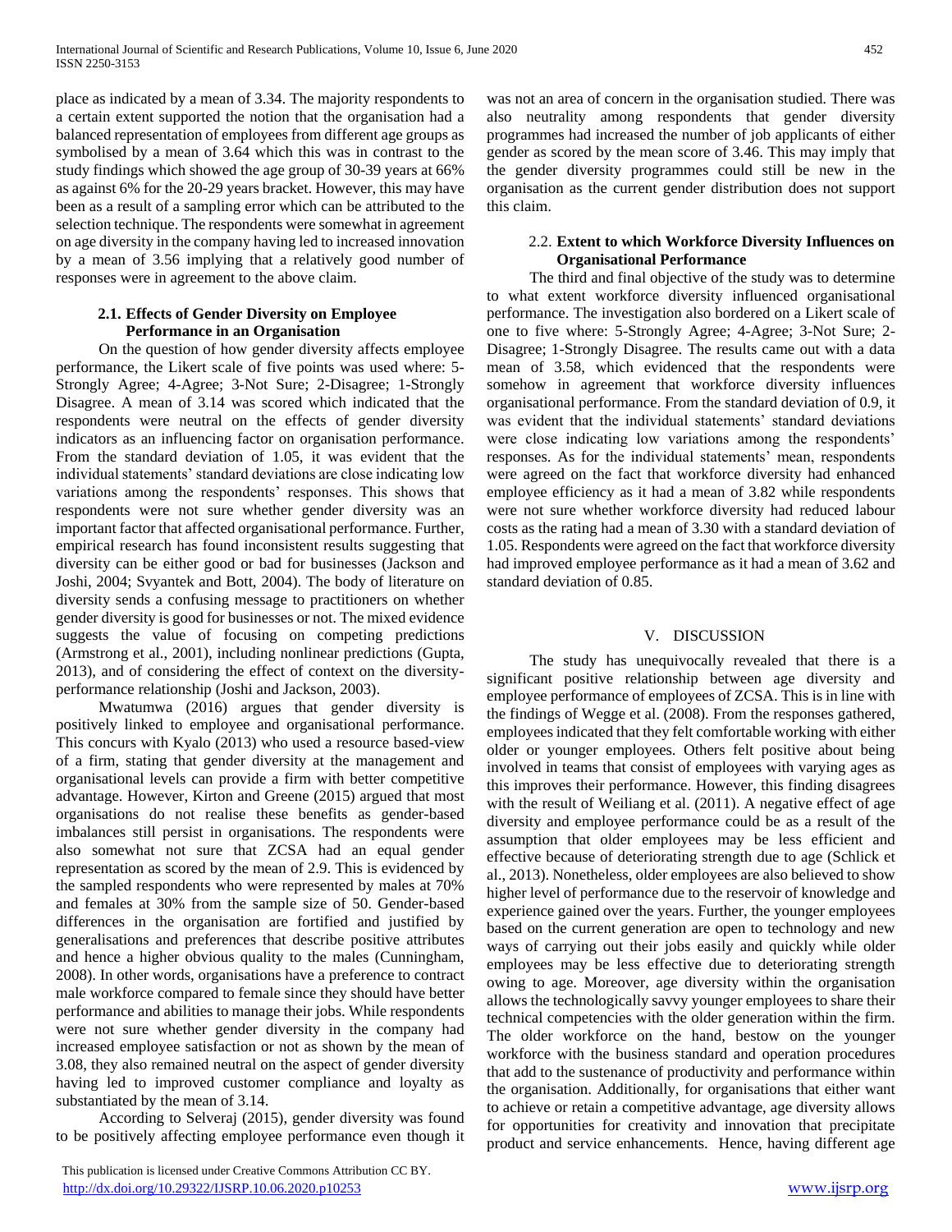place as indicated by a mean of 3.34. The majority respondents to a certain extent supported the notion that the organisation had a balanced representation of employees from different age groups as symbolised by a mean of 3.64 which this was in contrast to the study findings which showed the age group of 30-39 years at 66% as against 6% for the 20-29 years bracket. However, this may have been as a result of a sampling error which can be attributed to the selection technique. The respondents were somewhat in agreement on age diversity in the company having led to increased innovation by a mean of 3.56 implying that a relatively good number of responses were in agreement to the above claim.

### 2.1. Effects of Gender Diversity on Employee Performance in an Organisation

On the question of how gender diversity affects employee performance, the Likert scale of five points was used where: 5-Strongly Agree; 4-Agree; 3-Not Sure; 2-Disagree; 1-Strongly Disagree. A mean of 3.14 was scored which indicated that the respondents were neutral on the effects of gender diversity indicators as an influencing factor on organisation performance. From the standard deviation of 1.05, it was evident that the individual statements' standard deviations are close indicating low variations among the respondents' responses. This shows that respondents were not sure whether gender diversity was an important factor that affected organisational performance. Further, empirical research has found inconsistent results suggesting that diversity can be either good or bad for businesses (Jackson and Joshi, 2004; Svyantek and Bott, 2004). The body of literature on diversity sends a confusing message to practitioners on whether gender diversity is good for businesses or not. The mixed evidence suggests the value of focusing on competing predictions (Armstrong et al., 2001), including nonlinear predictions (Gupta, 2013), and of considering the effect of context on the diversity-performance relationship (Joshi and Jackson, 2003).

Mwatumwa (2016) argues that gender diversity is positively linked to employee and organisational performance. This concurs with Kyalo (2013) who used a resource based-view of a firm, stating that gender diversity at the management and organisational levels can provide a firm with better competitive advantage. However, Kirton and Greene (2015) argued that most organisations do not realise these benefits as gender-based imbalances still persist in organisations. The respondents were also somewhat not sure that ZCSA had an equal gender representation as scored by the mean of 2.9. This is evidenced by the sampled respondents who were represented by males at 70% and females at 30% from the sample size of 50. Gender-based differences in the organisation are fortified and justified by generalisations and preferences that describe positive attributes and hence a higher obvious quality to the males (Cunningham, 2008). In other words, organisations have a preference to contract male workforce compared to female since they should have better performance and abilities to manage their jobs. While respondents were not sure whether gender diversity in the company had increased employee satisfaction or not as shown by the mean of 3.08, they also remained neutral on the aspect of gender diversity having led to improved customer compliance and loyalty as substantiated by the mean of 3.14.

According to Selveraj (2015), gender diversity was found to be positively affecting employee performance even though it was not an area of concern in the organisation studied. There was also neutrality among respondents that gender diversity programmes had increased the number of job applicants of either gender as scored by the mean score of 3.46. This may imply that the gender diversity programmes could still be new in the organisation as the current gender distribution does not support this claim.

### 2.2. Extent to which Workforce Diversity Influences on Organisational Performance

The third and final objective of the study was to determine to what extent workforce diversity influenced organisational performance. The investigation also bordered on a Likert scale of one to five where: 5-Strongly Agree; 4-Agree; 3-Not Sure; 2-Disagree; 1-Strongly Disagree. The results came out with a data mean of 3.58, which evidenced that the respondents were somehow in agreement that workforce diversity influences organisational performance. From the standard deviation of 0.9, it was evident that the individual statements' standard deviations were close indicating low variations among the respondents' responses. As for the individual statements' mean, respondents were agreed on the fact that workforce diversity had enhanced employee efficiency as it had a mean of 3.82 while respondents were not sure whether workforce diversity had reduced labour costs as the rating had a mean of 3.30 with a standard deviation of 1.05. Respondents were agreed on the fact that workforce diversity had improved employee performance as it had a mean of 3.62 and standard deviation of 0.85.

## V. DISCUSSION

The study has unequivocally revealed that there is a significant positive relationship between age diversity and employee performance of employees of ZCSA. This is in line with the findings of Wegge et al. (2008). From the responses gathered, employees indicated that they felt comfortable working with either older or younger employees. Others felt positive about being involved in teams that consist of employees with varying ages as this improves their performance. However, this finding disagrees with the result of Weiliang et al. (2011). A negative effect of age diversity and employee performance could be as a result of the assumption that older employees may be less efficient and effective because of deteriorating strength due to age (Schlick et al., 2013). Nonetheless, older employees are also believed to show higher level of performance due to the reservoir of knowledge and experience gained over the years. Further, the younger employees based on the current generation are open to technology and new ways of carrying out their jobs easily and quickly while older employees may be less effective due to deteriorating strength owing to age. Moreover, age diversity within the organisation allows the technologically savvy younger employees to share their technical competencies with the older generation within the firm. The older workforce on the hand, bestow on the younger workforce with the business standard and operation procedures that add to the sustenance of productivity and performance within the organisation. Additionally, for organisations that either want to achieve or retain a competitive advantage, age diversity allows for opportunities for creativity and innovation that precipitate product and service enhancements. Hence, having different age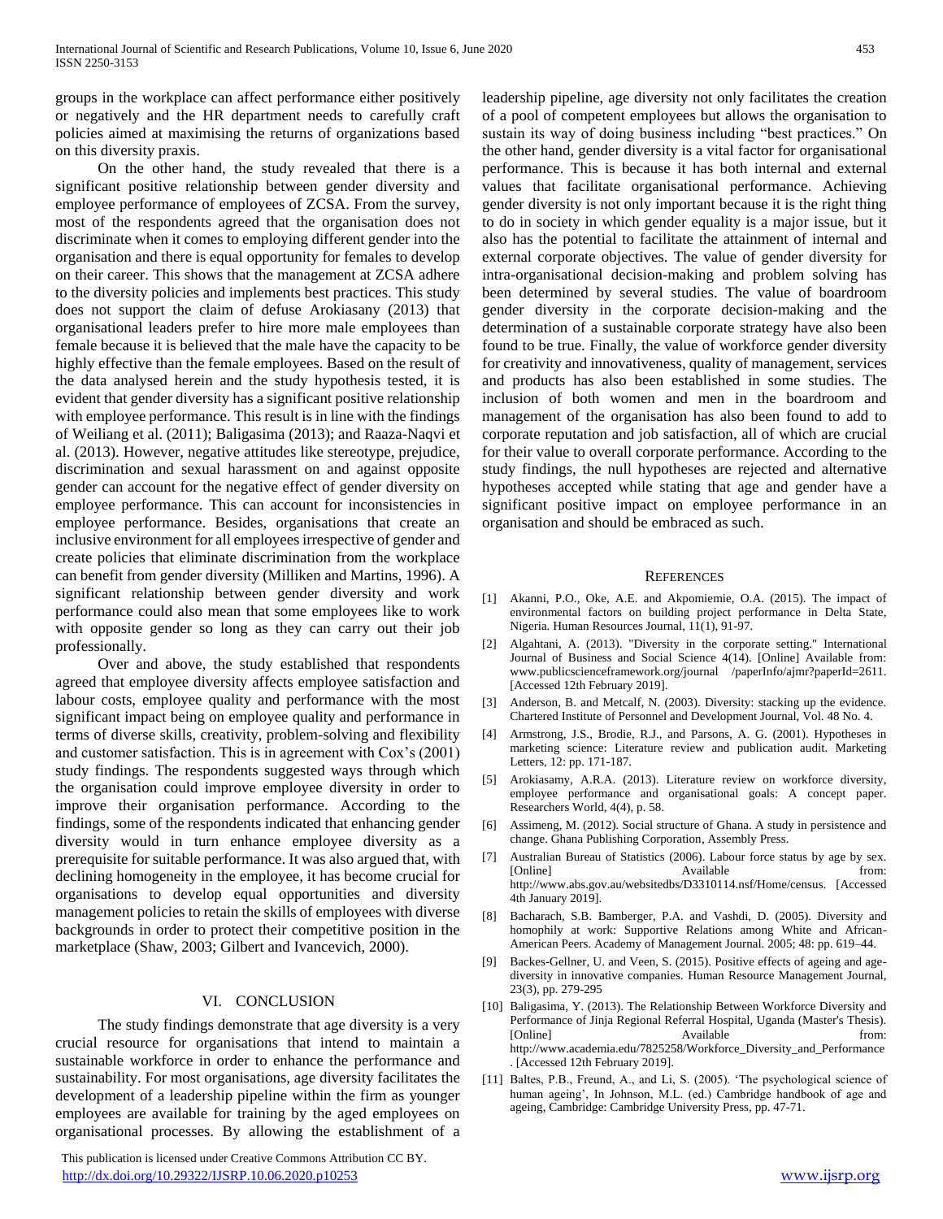groups in the workplace can affect performance either positively or negatively and the HR department needs to carefully craft policies aimed at maximising the returns of organizations based on this diversity praxis.

On the other hand, the study revealed that there is a significant positive relationship between gender diversity and employee performance of employees of ZCSA. From the survey, most of the respondents agreed that the organisation does not discriminate when it comes to employing different gender into the organisation and there is equal opportunity for females to develop on their career. This shows that the management at ZCSA adhere to the diversity policies and implements best practices. This study does not support the claim of defuse Arokiasany (2013) that organisational leaders prefer to hire more male employees than female because it is believed that the male have the capacity to be highly effective than the female employees. Based on the result of the data analysed herein and the study hypothesis tested, it is evident that gender diversity has a significant positive relationship with employee performance. This result is in line with the findings of Weiliang et al. (2011); Baligasima (2013); and Raaza-Naqvi et al. (2013). However, negative attitudes like stereotype, prejudice, discrimination and sexual harassment on and against opposite gender can account for the negative effect of gender diversity on employee performance. This can account for inconsistencies in employee performance. Besides, organisations that create an inclusive environment for all employees irrespective of gender and create policies that eliminate discrimination from the workplace can benefit from gender diversity (Milliken and Martins, 1996). A significant relationship between gender diversity and work performance could also mean that some employees like to work with opposite gender so long as they can carry out their job professionally.

Over and above, the study established that respondents agreed that employee diversity affects employee satisfaction and labour costs, employee quality and performance with the most significant impact being on employee quality and performance in terms of diverse skills, creativity, problem-solving and flexibility and customer satisfaction. This is in agreement with Cox's (2001) study findings. The respondents suggested ways through which the organisation could improve employee diversity in order to improve their organisation performance. According to the findings, some of the respondents indicated that enhancing gender diversity would in turn enhance employee diversity as a prerequisite for suitable performance. It was also argued that, with declining homogeneity in the employee, it has become crucial for organisations to develop equal opportunities and diversity management policies to retain the skills of employees with diverse backgrounds in order to protect their competitive position in the marketplace (Shaw, 2003; Gilbert and Ivancevich, 2000).

## VI. Conclusion

The study findings demonstrate that age diversity is a very crucial resource for organisations that intend to maintain a sustainable workforce in order to enhance the performance and sustainability. For most organisations, age diversity facilitates the development of a leadership pipeline within the firm as younger employees are available for training by the aged employees on organisational processes. By allowing the establishment of a leadership pipeline, age diversity not only facilitates the creation of a pool of competent employees but allows the organisation to sustain its way of doing business including "best practices." On the other hand, gender diversity is a vital factor for organisational performance. This is because it has both internal and external values that facilitate organisational performance. Achieving gender diversity is not only important because it is the right thing to do in society in which gender equality is a major issue, but it also has the potential to facilitate the attainment of internal and external corporate objectives. The value of gender diversity for intra-organisational decision-making and problem solving has been determined by several studies. The value of boardroom gender diversity in the corporate decision-making and the determination of a sustainable corporate strategy have also been found to be true. Finally, the value of workforce gender diversity for creativity and innovativeness, quality of management, services and products has also been established in some studies. The inclusion of both women and men in the boardroom and management of the organisation has also been found to add to corporate reputation and job satisfaction, all of which are crucial for their value to overall corporate performance. According to the study findings, the null hypotheses are rejected and alternative hypotheses accepted while stating that age and gender have a significant positive impact on employee performance in an organisation and should be embraced as such.

## References

[1] Akanni, P.O., Oke, A.E. and Akpomiemie, O.A. (2015). The impact of environmental factors on building project performance in Delta State, Nigeria. Human Resources Journal, 11(1), 91-97.

[2] Algahtani, A. (2013). "Diversity in the corporate setting." International Journal of Business and Social Science 4(14). [Online] Available from: www.publicscienceframework.org/journal /paperInfo/ajmr?paperId=2611. [Accessed 12th February 2019].

[3] Anderson, B. and Metcalf, N. (2003). Diversity: stacking up the evidence. Chartered Institute of Personnel and Development Journal, Vol. 48 No. 4.

[4] Armstrong, J.S., Brodie, R.J., and Parsons, A. G. (2001). Hypotheses in marketing science: Literature review and publication audit. Marketing Letters, 12: pp. 171-187.

[5] Arokiasamy, A.R.A. (2013). Literature review on workforce diversity, employee performance and organisational goals: A concept paper. Researchers World, 4(4), p. 58.

[6] Assimeng, M. (2012). Social structure of Ghana. A study in persistence and change. Ghana Publishing Corporation, Assembly Press.

[7] Australian Bureau of Statistics (2006). Labour force status by age by sex. [Online] Available from: http://www.abs.gov.au/websitedbs/D3310114.nsf/Home/census. [Accessed 4th January 2019].

[8] Bacharach, S.B. Bamberger, P.A. and Vashdi, D. (2005). Diversity and homophily at work: Supportive Relations among White and African-American Peers. Academy of Management Journal. 2005; 48: pp. 619–44.

[9] Backes-Gellner, U. and Veen, S. (2015). Positive effects of ageing and age-diversity in innovative companies. Human Resource Management Journal, 23(3), pp. 279-295

[10] Baligasima, Y. (2013). The Relationship Between Workforce Diversity and Performance of Jinja Regional Referral Hospital, Uganda (Master's Thesis). [Online] Available from: http://www.academia.edu/7825258/Workforce_Diversity_and_Performance . [Accessed 12th February 2019].

[11] Baltes, P.B., Freund, A., and Li, S. (2005). 'The psychological science of human ageing', In Johnson, M.L. (ed.) Cambridge handbook of age and ageing, Cambridge: Cambridge University Press, pp. 47-71.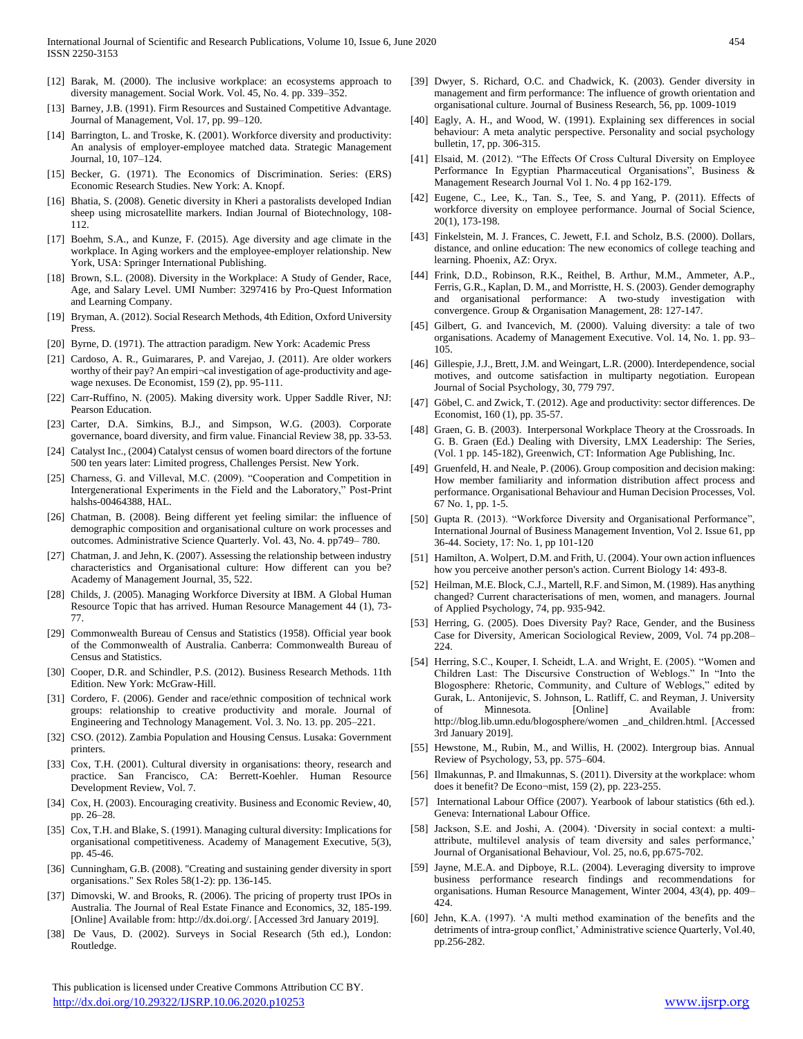[12] Barak, M. (2000). The inclusive workplace: an ecosystems approach to diversity management. Social Work. Vol. 45, No. 4. pp. 339–352.

[13] Barney, J.B. (1991). Firm Resources and Sustained Competitive Advantage. Journal of Management, Vol. 17, pp. 99–120.

[14] Barrington, L. and Troske, K. (2001). Workforce diversity and productivity: An analysis of employer-employee matched data. Strategic Management Journal, 10, 107–124.

[15] Becker, G. (1971). The Economics of Discrimination. Series: (ERS) Economic Research Studies. New York: A. Knopf.

[16] Bhatia, S. (2008). Genetic diversity in Kheri a pastoralists developed Indian sheep using microsatellite markers. Indian Journal of Biotechnology, 108-112.

[17] Boehm, S.A., and Kunze, F. (2015). Age diversity and age climate in the workplace. In Aging workers and the employee-employer relationship. New York, USA: Springer International Publishing.

[18] Brown, S.L. (2008). Diversity in the Workplace: A Study of Gender, Race, Age, and Salary Level. UMI Number: 3297416 by Pro-Quest Information and Learning Company.

[19] Bryman, A. (2012). Social Research Methods, 4th Edition, Oxford University Press.

[20] Byrne, D. (1971). The attraction paradigm. New York: Academic Press

[21] Cardoso, A. R., Guimarares, P. and Varejao, J. (2011). Are older workers worthy of their pay? An empiri¬cal investigation of age-productivity and age-wage nexuses. De Economist, 159 (2), pp. 95-111.

[22] Carr-Ruffino, N. (2005). Making diversity work. Upper Saddle River, NJ: Pearson Education.

[23] Carter, D.A. Simkins, B.J., and Simpson, W.G. (2003). Corporate governance, board diversity, and firm value. Financial Review 38, pp. 33-53.

[24] Catalyst Inc., (2004) Catalyst census of women board directors of the fortune 500 ten years later: Limited progress, Challenges Persist. New York.

[25] Charness, G. and Villeval, M.C. (2009). "Cooperation and Competition in Intergenerational Experiments in the Field and the Laboratory," Post-Print halshs-00464388, HAL.

[26] Chatman, B. (2008). Being different yet feeling similar: the influence of demographic composition and organisational culture on work processes and outcomes. Administrative Science Quarterly. Vol. 43, No. 4. pp749– 780.

[27] Chatman, J. and Jehn, K. (2007). Assessing the relationship between industry characteristics and Organisational culture: How different can you be? Academy of Management Journal, 35, 522.

[28] Childs, J. (2005). Managing Workforce Diversity at IBM. A Global Human Resource Topic that has arrived. Human Resource Management 44 (1), 73-77.

[29] Commonwealth Bureau of Census and Statistics (1958). Official year book of the Commonwealth of Australia. Canberra: Commonwealth Bureau of Census and Statistics.

[30] Cooper, D.R. and Schindler, P.S. (2012). Business Research Methods. 11th Edition. New York: McGraw-Hill.

[31] Cordero, F. (2006). Gender and race/ethnic composition of technical work groups: relationship to creative productivity and morale. Journal of Engineering and Technology Management. Vol. 3. No. 13. pp. 205–221.

[32] CSO. (2012). Zambia Population and Housing Census. Lusaka: Government printers.

[33] Cox, T.H. (2001). Cultural diversity in organisations: theory, research and practice. San Francisco, CA: Berrett-Koehler. Human Resource Development Review, Vol. 7.

[34] Cox, H. (2003). Encouraging creativity. Business and Economic Review, 40, pp. 26–28.

[35] Cox, T.H. and Blake, S. (1991). Managing cultural diversity: Implications for organisational competitiveness. Academy of Management Executive, 5(3), pp. 45-46.

[36] Cunningham, G.B. (2008). "Creating and sustaining gender diversity in sport organisations." Sex Roles 58(1-2): pp. 136-145.

[37] Dimovski, W. and Brooks, R. (2006). The pricing of property trust IPOs in Australia. The Journal of Real Estate Finance and Economics, 32, 185-199. [Online] Available from: http://dx.doi.org/. [Accessed 3rd January 2019].

[38] De Vaus, D. (2002). Surveys in Social Research (5th ed.), London: Routledge.

[39] Dwyer, S. Richard, O.C. and Chadwick, K. (2003). Gender diversity in management and firm performance: The influence of growth orientation and organisational culture. Journal of Business Research, 56, pp. 1009-1019

[40] Eagly, A. H., and Wood, W. (1991). Explaining sex differences in social behaviour: A meta analytic perspective. Personality and social psychology bulletin, 17, pp. 306-315.

[41] Elsaid, M. (2012). "The Effects Of Cross Cultural Diversity on Employee Performance In Egyptian Pharmaceutical Organisations", Business & Management Research Journal Vol 1. No. 4 pp 162-179.

[42] Eugene, C., Lee, K., Tan. S., Tee, S. and Yang, P. (2011). Effects of workforce diversity on employee performance. Journal of Social Science, 20(1), 173-198.

[43] Finkelstein, M. J. Frances, C. Jewett, F.I. and Scholz, B.S. (2000). Dollars, distance, and online education: The new economics of college teaching and learning. Phoenix, AZ: Oryx.

[44] Frink, D.D., Robinson, R.K., Reithel, B. Arthur, M.M., Ammeter, A.P., Ferris, G.R., Kaplan, D. M., and Morristte, H. S. (2003). Gender demography and organisational performance: A two-study investigation with convergence. Group & Organisation Management, 28: 127-147.

[45] Gilbert, G. and Ivancevich, M. (2000). Valuing diversity: a tale of two organisations. Academy of Management Executive. Vol. 14, No. 1. pp. 93–105.

[46] Gillespie, J.J., Brett, J.M. and Weingart, L.R. (2000). Interdependence, social motives, and outcome satisfaction in multiparty negotiation. European Journal of Social Psychology, 30, 779 797.

[47] Göbel, C. and Zwick, T. (2012). Age and productivity: sector differences. De Economist, 160 (1), pp. 35-57.

[48] Graen, G. B. (2003). Interpersonal Workplace Theory at the Crossroads. In G. B. Graen (Ed.) Dealing with Diversity, LMX Leadership: The Series, (Vol. 1 pp. 145-182), Greenwich, CT: Information Age Publishing, Inc.

[49] Gruenfeld, H. and Neale, P. (2006). Group composition and decision making: How member familiarity and information distribution affect process and performance. Organisational Behaviour and Human Decision Processes, Vol. 67 No. 1, pp. 1-5.

[50] Gupta R. (2013). "Workforce Diversity and Organisational Performance", International Journal of Business Management Invention, Vol 2. Issue 61, pp 36-44. Society, 17: No. 1, pp 101-120

[51] Hamilton, A. Wolpert, D.M. and Frith, U. (2004). Your own action influences how you perceive another person's action. Current Biology 14: 493-8.

[52] Heilman, M.E. Block, C.J., Martell, R.F. and Simon, M. (1989). Has anything changed? Current characterisations of men, women, and managers. Journal of Applied Psychology, 74, pp. 935-942.

[53] Herring, G. (2005). Does Diversity Pay? Race, Gender, and the Business Case for Diversity, American Sociological Review, 2009, Vol. 74 pp.208–224.

[54] Herring, S.C., Kouper, I. Scheidt, L.A. and Wright, E. (2005). "Women and Children Last: The Discursive Construction of Weblogs." In "Into the Blogosphere: Rhetoric, Community, and Culture of Weblogs," edited by Gurak, L. Antonijevic, S. Johnson, L. Ratliff, C. and Reyman, J. University of Minnesota. [Online] Available from: http://blog.lib.umn.edu/blogosphere/women _and_children.html. [Accessed 3rd January 2019].

[55] Hewstone, M., Rubin, M., and Willis, H. (2002). Intergroup bias. Annual Review of Psychology, 53, pp. 575–604.

[56] Ilmakunnas, P. and Ilmakunnas, S. (2011). Diversity at the workplace: whom does it benefit? De Econo¬mist, 159 (2), pp. 223-255.

[57] International Labour Office (2007). Yearbook of labour statistics (6th ed.). Geneva: International Labour Office.

[58] Jackson, S.E. and Joshi, A. (2004). 'Diversity in social context: a multi-attribute, multilevel analysis of team diversity and sales performance,' Journal of Organisational Behaviour, Vol. 25, no.6, pp.675-702.

[59] Jayne, M.E.A. and Dipboye, R.L. (2004). Leveraging diversity to improve business performance research findings and recommendations for organisations. Human Resource Management, Winter 2004, 43(4), pp. 409–424.

[60] Jehn, K.A. (1997). 'A multi method examination of the benefits and the detriments of intra-group conflict,' Administrative science Quarterly, Vol.40, pp.256-282.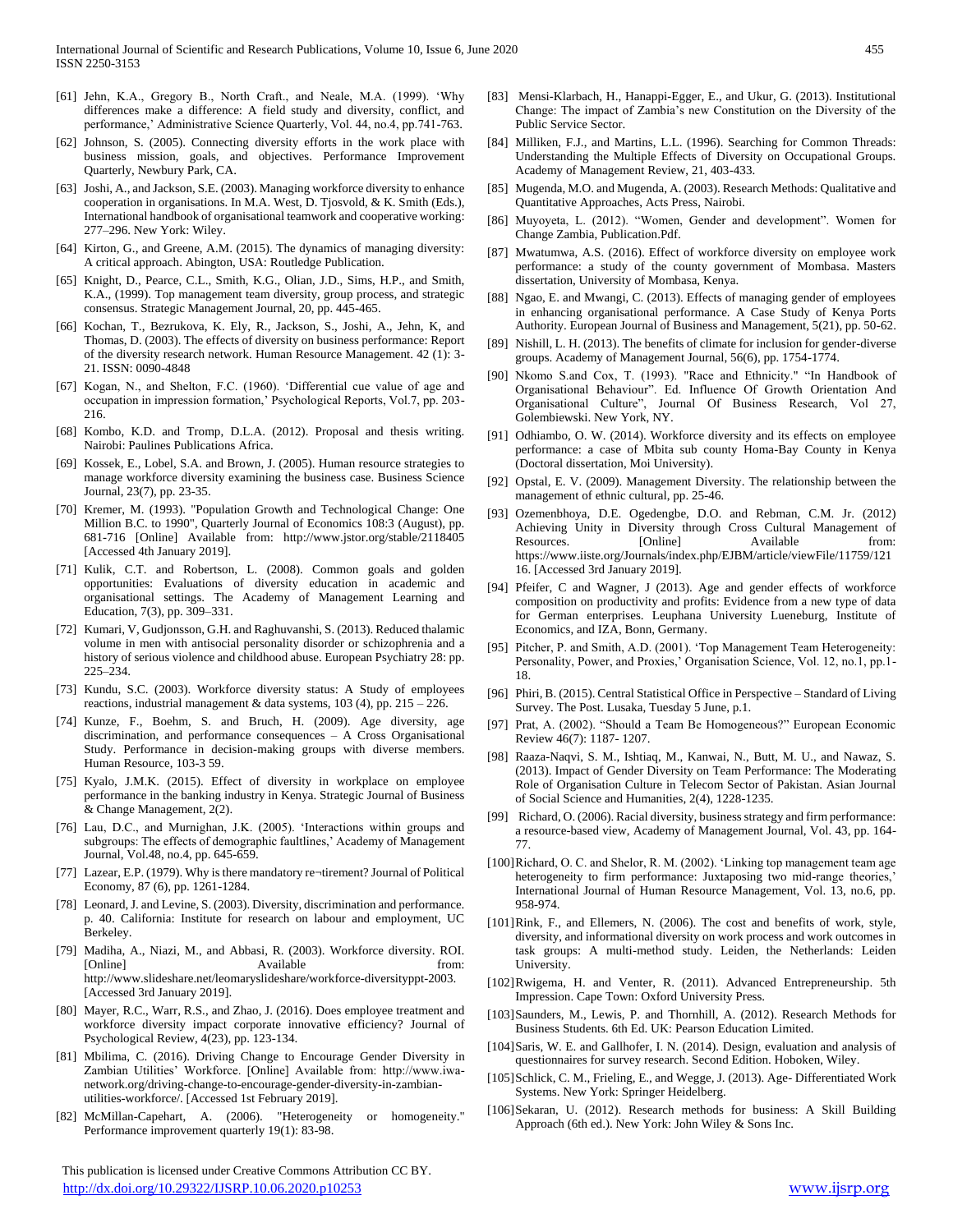[61] Jehn, K.A., Gregory B., North Craft., and Neale, M.A. (1999). 'Why differences make a difference: A field study and diversity, conflict, and performance,' Administrative Science Quarterly, Vol. 44, no.4, pp.741-763.

[62] Johnson, S. (2005). Connecting diversity efforts in the work place with business mission, goals, and objectives. Performance Improvement Quarterly, Newbury Park, CA.

[63] Joshi, A., and Jackson, S.E. (2003). Managing workforce diversity to enhance cooperation in organisations. In M.A. West, D. Tjosvold, & K. Smith (Eds.), International handbook of organisational teamwork and cooperative working: 277–296. New York: Wiley.

[64] Kirton, G., and Greene, A.M. (2015). The dynamics of managing diversity: A critical approach. Abington, USA: Routledge Publication.

[65] Knight, D., Pearce, C.L., Smith, K.G., Olian, J.D., Sims, H.P., and Smith, K.A., (1999). Top management team diversity, group process, and strategic consensus. Strategic Management Journal, 20, pp. 445-465.

[66] Kochan, T., Bezrukova, K. Ely, R., Jackson, S., Joshi, A., Jehn, K, and Thomas, D. (2003). The effects of diversity on business performance: Report of the diversity research network. Human Resource Management. 42 (1): 3-21. ISSN: 0090-4848

[67] Kogan, N., and Shelton, F.C. (1960). 'Differential cue value of age and occupation in impression formation,' Psychological Reports, Vol.7, pp. 203-216.

[68] Kombo, K.D. and Tromp, D.L.A. (2012). Proposal and thesis writing. Nairobi: Paulines Publications Africa.

[69] Kossek, E., Lobel, S.A. and Brown, J. (2005). Human resource strategies to manage workforce diversity examining the business case. Business Science Journal, 23(7), pp. 23-35.

[70] Kremer, M. (1993). "Population Growth and Technological Change: One Million B.C. to 1990", Quarterly Journal of Economics 108:3 (August), pp. 681-716 [Online] Available from: http://www.jstor.org/stable/2118405 [Accessed 4th January 2019].

[71] Kulik, C.T. and Robertson, L. (2008). Common goals and golden opportunities: Evaluations of diversity education in academic and organisational settings. The Academy of Management Learning and Education, 7(3), pp. 309–331.

[72] Kumari, V, Gudjonsson, G.H. and Raghuvanshi, S. (2013). Reduced thalamic volume in men with antisocial personality disorder or schizophrenia and a history of serious violence and childhood abuse. European Psychiatry 28: pp. 225–234.

[73] Kundu, S.C. (2003). Workforce diversity status: A Study of employees reactions, industrial management & data systems, 103 (4), pp. 215 – 226.

[74] Kunze, F., Boehm, S. and Bruch, H. (2009). Age diversity, age discrimination, and performance consequences – A Cross Organisational Study. Performance in decision-making groups with diverse members. Human Resource, 103-3 59.

[75] Kyalo, J.M.K. (2015). Effect of diversity in workplace on employee performance in the banking industry in Kenya. Strategic Journal of Business & Change Management, 2(2).

[76] Lau, D.C., and Murnighan, J.K. (2005). 'Interactions within groups and subgroups: The effects of demographic faultlines,' Academy of Management Journal, Vol.48, no.4, pp. 645-659.

[77] Lazear, E.P. (1979). Why is there mandatory re¬tirement? Journal of Political Economy, 87 (6), pp. 1261-1284.

[78] Leonard, J. and Levine, S. (2003). Diversity, discrimination and performance. p. 40. California: Institute for research on labour and employment, UC Berkeley.

[79] Madiha, A., Niazi, M., and Abbasi, R. (2003). Workforce diversity. ROI. [Online] Available from: http://www.slideshare.net/leomaryslideshare/workforce-diversityppt-2003. [Accessed 3rd January 2019].

[80] Mayer, R.C., Warr, R.S., and Zhao, J. (2016). Does employee treatment and workforce diversity impact corporate innovative efficiency? Journal of Psychological Review, 4(23), pp. 123-134.

[81] Mbilima, C. (2016). Driving Change to Encourage Gender Diversity in Zambian Utilities' Workforce. [Online] Available from: http://www.iwa-network.org/driving-change-to-encourage-gender-diversity-in-zambian-utilities-workforce/. [Accessed 1st February 2019].

[82] McMillan-Capehart, A. (2006). "Heterogeneity or homogeneity." Performance improvement quarterly 19(1): 83-98.

[83] Mensi-Klarbach, H., Hanappi-Egger, E., and Ukur, G. (2013). Institutional Change: The impact of Zambia's new Constitution on the Diversity of the Public Service Sector.

[84] Milliken, F.J., and Martins, L.L. (1996). Searching for Common Threads: Understanding the Multiple Effects of Diversity on Occupational Groups. Academy of Management Review, 21, 403-433.

[85] Mugenda, M.O. and Mugenda, A. (2003). Research Methods: Qualitative and Quantitative Approaches, Acts Press, Nairobi.

[86] Muyoyeta, L. (2012). "Women, Gender and development". Women for Change Zambia, Publication.Pdf.

[87] Mwatumwa, A.S. (2016). Effect of workforce diversity on employee work performance: a study of the county government of Mombasa. Masters dissertation, University of Mombasa, Kenya.

[88] Ngao, E. and Mwangi, C. (2013). Effects of managing gender of employees in enhancing organisational performance. A Case Study of Kenya Ports Authority. European Journal of Business and Management, 5(21), pp. 50-62.

[89] Nishill, L. H. (2013). The benefits of climate for inclusion for gender-diverse groups. Academy of Management Journal, 56(6), pp. 1754-1774.

[90] Nkomo S.and Cox, T. (1993). "Race and Ethnicity." "In Handbook of Organisational Behaviour". Ed. Influence Of Growth Orientation And Organisational Culture", Journal Of Business Research, Vol 27, Golembiewski. New York, NY.

[91] Odhiambo, O. W. (2014). Workforce diversity and its effects on employee performance: a case of Mbita sub county Homa-Bay County in Kenya (Doctoral dissertation, Moi University).

[92] Opstal, E. V. (2009). Management Diversity. The relationship between the management of ethnic cultural, pp. 25-46.

[93] Ozemenbhoya, D.E. Ogedengbe, D.O. and Rebman, C.M. Jr. (2012) Achieving Unity in Diversity through Cross Cultural Management of Resources. [Online] Available from: https://www.iiste.org/Journals/index.php/EJBM/article/viewFile/11759/12116. [Accessed 3rd January 2019].

[94] Pfeifer, C and Wagner, J (2013). Age and gender effects of workforce composition on productivity and profits: Evidence from a new type of data for German enterprises. Leuphana University Lueneburg, Institute of Economics, and IZA, Bonn, Germany.

[95] Pitcher, P. and Smith, A.D. (2001). 'Top Management Team Heterogeneity: Personality, Power, and Proxies,' Organisation Science, Vol. 12, no.1, pp.1-18.

[96] Phiri, B. (2015). Central Statistical Office in Perspective – Standard of Living Survey. The Post. Lusaka, Tuesday 5 June, p.1.

[97] Prat, A. (2002). "Should a Team Be Homogeneous?" European Economic Review 46(7): 1187- 1207.

[98] Raaza-Naqvi, S. M., Ishtiaq, M., Kanwai, N., Butt, M. U., and Nawaz, S. (2013). Impact of Gender Diversity on Team Performance: The Moderating Role of Organisation Culture in Telecom Sector of Pakistan. Asian Journal of Social Science and Humanities, 2(4), 1228-1235.

[99] Richard, O. (2006). Racial diversity, business strategy and firm performance: a resource-based view, Academy of Management Journal, Vol. 43, pp. 164-77.

[100] Richard, O. C. and Shelor, R. M. (2002). 'Linking top management team age heterogeneity to firm performance: Juxtaposing two mid-range theories,' International Journal of Human Resource Management, Vol. 13, no.6, pp. 958-974.

[101] Rink, F., and Ellemers, N. (2006). The cost and benefits of work, style, diversity, and informational diversity on work process and work outcomes in task groups: A multi-method study. Leiden, the Netherlands: Leiden University.

[102] Rwigema, H. and Venter, R. (2011). Advanced Entrepreneurship. 5th Impression. Cape Town: Oxford University Press.

[103] Saunders, M., Lewis, P. and Thornhill, A. (2012). Research Methods for Business Students. 6th Ed. UK: Pearson Education Limited.

[104] Saris, W. E. and Gallhofer, I. N. (2014). Design, evaluation and analysis of questionnaires for survey research. Second Edition. Hoboken, Wiley.

[105] Schlick, C. M., Frieling, E., and Wegge, J. (2013). Age- Differentiated Work Systems. New York: Springer Heidelberg.

[106] Sekaran, U. (2012). Research methods for business: A Skill Building Approach (6th ed.). New York: John Wiley & Sons Inc.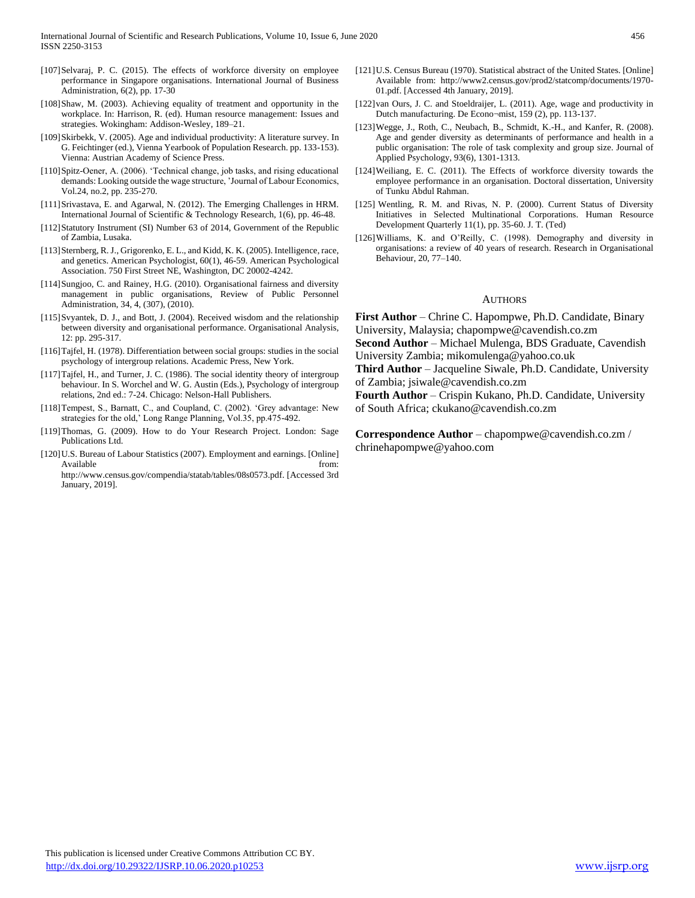[107] Selvaraj, P. C. (2015). The effects of workforce diversity on employee performance in Singapore organisations. International Journal of Business Administration, 6(2), pp. 17-30

[108] Shaw, M. (2003). Achieving equality of treatment and opportunity in the workplace. In: Harrison, R. (ed). Human resource management: Issues and strategies. Wokingham: Addison-Wesley, 189–21.

[109] Skirbekk, V. (2005). Age and individual productivity: A literature survey. In G. Feichtinger (ed.), Vienna Yearbook of Population Research. pp. 133-153). Vienna: Austrian Academy of Science Press.

[110] Spitz-Oener, A. (2006). 'Technical change, job tasks, and rising educational demands: Looking outside the wage structure, 'Journal of Labour Economics, Vol.24, no.2, pp. 235-270.

[111] Srivastava, E. and Agarwal, N. (2012). The Emerging Challenges in HRM. International Journal of Scientific & Technology Research, 1(6), pp. 46-48.

[112] Statutory Instrument (SI) Number 63 of 2014, Government of the Republic of Zambia, Lusaka.

[113] Sternberg, R. J., Grigorenko, E. L., and Kidd, K. K. (2005). Intelligence, race, and genetics. American Psychologist, 60(1), 46-59. American Psychological Association. 750 First Street NE, Washington, DC 20002-4242.

[114] Sungjoo, C. and Rainey, H.G. (2010). Organisational fairness and diversity management in public organisations, Review of Public Personnel Administration, 34, 4, (307), (2010).

[115] Svyantek, D. J., and Bott, J. (2004). Received wisdom and the relationship between diversity and organisational performance. Organisational Analysis, 12: pp. 295-317.

[116] Tajfel, H. (1978). Differentiation between social groups: studies in the social psychology of intergroup relations. Academic Press, New York.

[117] Tajfel, H., and Turner, J. C. (1986). The social identity theory of intergroup behaviour. In S. Worchel and W. G. Austin (Eds.), Psychology of intergroup relations, 2nd ed.: 7-24. Chicago: Nelson-Hall Publishers.

[118] Tempest, S., Barnatt, C., and Coupland, C. (2002). 'Grey advantage: New strategies for the old,' Long Range Planning, Vol.35, pp.475-492.

[119] Thomas, G. (2009). How to do Your Research Project. London: Sage Publications Ltd.

[120] U.S. Bureau of Labour Statistics (2007). Employment and earnings. [Online] Available from: http://www.census.gov/compendia/statab/tables/08s0573.pdf. [Accessed 3rd January, 2019].

[121] U.S. Census Bureau (1970). Statistical abstract of the United States. [Online] Available from: http://www2.census.gov/prod2/statcomp/documents/1970-01.pdf. [Accessed 4th January, 2019].

[122] van Ours, J. C. and Stoeldraijer, L. (2011). Age, wage and productivity in Dutch manufacturing. De Econo¬mist, 159 (2), pp. 113-137.

[123] Wegge, J., Roth, C., Neubach, B., Schmidt, K.-H., and Kanfer, R. (2008). Age and gender diversity as determinants of performance and health in a public organisation: The role of task complexity and group size. Journal of Applied Psychology, 93(6), 1301-1313.

[124] Weiliang, E. C. (2011). The Effects of workforce diversity towards the employee performance in an organisation. Doctoral dissertation, University of Tunku Abdul Rahman.

[125] Wentling, R. M. and Rivas, N. P. (2000). Current Status of Diversity Initiatives in Selected Multinational Corporations. Human Resource Development Quarterly 11(1), pp. 35-60. J. T. (Ted)

[126] Williams, K. and O'Reilly, C. (1998). Demography and diversity in organisations: a review of 40 years of research. Research in Organisational Behaviour, 20, 77–140.

## AUTHORS

**First Author** – Chrine C. Hapompwe, Ph.D. Candidate, Binary University, Malaysia; chapompwe@cavendish.co.zm

**Second Author** – Michael Mulenga, BDS Graduate, Cavendish University Zambia; mikomulenga@yahoo.co.uk

**Third Author** – Jacqueline Siwale, Ph.D. Candidate, University of Zambia; jsiwale@cavendish.co.zm

**Fourth Author** – Crispin Kukano, Ph.D. Candidate, University of South Africa; ckukano@cavendish.co.zm

**Correspondence Author** – chapompwe@cavendish.co.zm / chrinehapompwe@yahoo.com